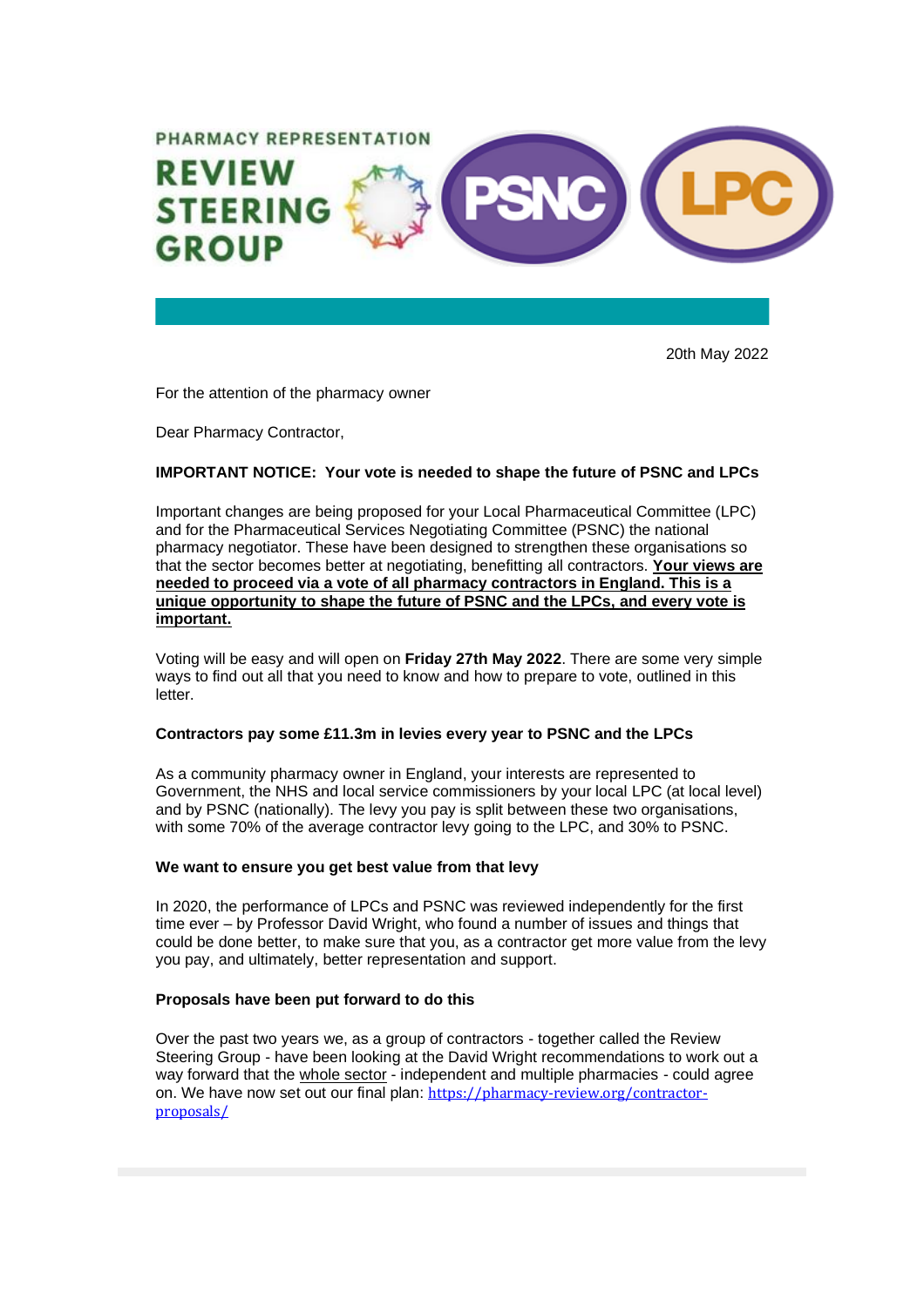PHARMACY REPRESENTATION REVIEW STEERING GROUP

PSNC LPC

20th May 2022

For the attention of the pharmacy owner

Dear Pharmacy Contractor,

**IMPORTANT NOTICE: Your vote is needed to shape the future of PSNC and LPCs**

Important changes are being proposed for your Local Pharmaceutical Committee (LPC) and for the Pharmaceutical Services Negotiating Committee (PSNC) the national pharmacy negotiator. These have been designed to strengthen these organisations so that the sector becomes better at negotiating, benefitting all contractors. **Your views are needed to proceed via a vote of all pharmacy contractors in England. This is a unique opportunity to shape the future of PSNC and the LPCs, and every vote is important.**

Voting will be easy and will open on **Friday 27th May 2022**. There are some very simple ways to find out all that you need to know and how to prepare to vote, outlined in this letter.

**Contractors pay some £11.3m in levies every year to PSNC and the LPCs**

As a community pharmacy owner in England, your interests are represented to Government, the NHS and local service commissioners by your local LPC (at local level) and by PSNC (nationally). The levy you pay is split between these two organisations, with some 70% of the average contractor levy going to the LPC, and 30% to PSNC.

**We want to ensure you get best value from that levy**

In 2020, the performance of LPCs and PSNC was reviewed independently for the first time ever – by Professor David Wright, who found a number of issues and things that could be done better, to make sure that you, as a contractor get more value from the levy you pay, and ultimately, better representation and support.

**Proposals have been put forward to do this**

Over the past two years we, as a group of contractors - together called the Review Steering Group - have been looking at the David Wright recommendations to work out a way forward that the whole sector - independent and multiple pharmacies - could agree on. We have now set out our final plan: https://pharmacy-review.org/contractor-proposals/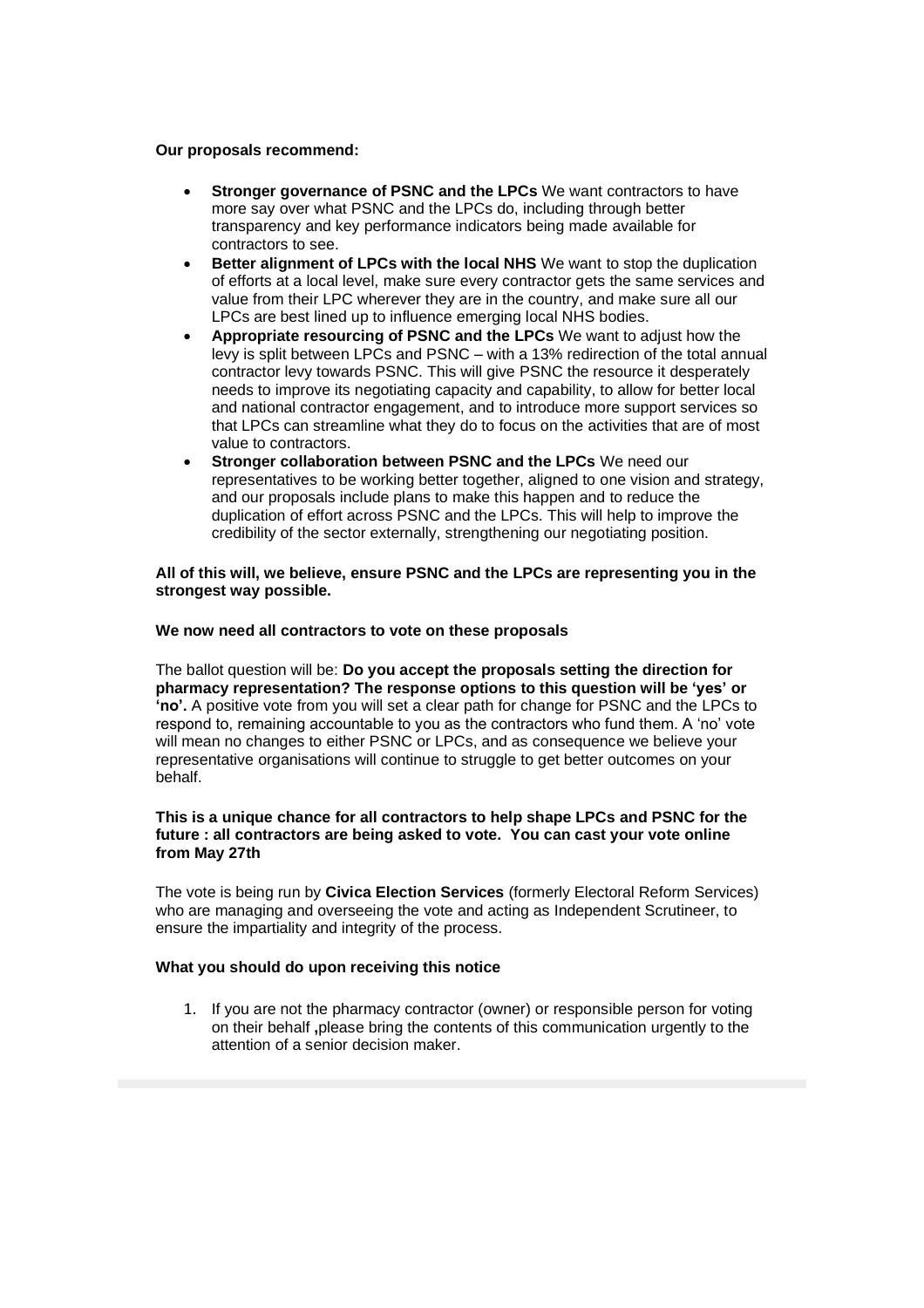**Our proposals recommend:**

- **Stronger governance of PSNC and the LPCs** We want contractors to have more say over what PSNC and the LPCs do, including through better transparency and key performance indicators being made available for contractors to see.
- **Better alignment of LPCs with the local NHS** We want to stop the duplication of efforts at a local level, make sure every contractor gets the same services and value from their LPC wherever they are in the country, and make sure all our LPCs are best lined up to influence emerging local NHS bodies.
- **Appropriate resourcing of PSNC and the LPCs** We want to adjust how the levy is split between LPCs and PSNC – with a 13% redirection of the total annual contractor levy towards PSNC. This will give PSNC the resource it desperately needs to improve its negotiating capacity and capability, to allow for better local and national contractor engagement, and to introduce more support services so that LPCs can streamline what they do to focus on the activities that are of most value to contractors.
- **Stronger collaboration between PSNC and the LPCs** We need our representatives to be working better together, aligned to one vision and strategy, and our proposals include plans to make this happen and to reduce the duplication of effort across PSNC and the LPCs. This will help to improve the credibility of the sector externally, strengthening our negotiating position.

**All of this will, we believe, ensure PSNC and the LPCs are representing you in the strongest way possible.**

**We now need all contractors to vote on these proposals**

The ballot question will be: **Do you accept the proposals setting the direction for pharmacy representation? The response options to this question will be 'yes' or 'no'.** A positive vote from you will set a clear path for change for PSNC and the LPCs to respond to, remaining accountable to you as the contractors who fund them. A 'no' vote will mean no changes to either PSNC or LPCs, and as consequence we believe your representative organisations will continue to struggle to get better outcomes on your behalf.

**This is a unique chance for all contractors to help shape LPCs and PSNC for the future : all contractors are being asked to vote. You can cast your vote online from May 27th**

The vote is being run by **Civica Election Services** (formerly Electoral Reform Services) who are managing and overseeing the vote and acting as Independent Scrutineer, to ensure the impartiality and integrity of the process.

**What you should do upon receiving this notice**

1. If you are not the pharmacy contractor (owner) or responsible person for voting on their behalf **,**please bring the contents of this communication urgently to the attention of a senior decision maker.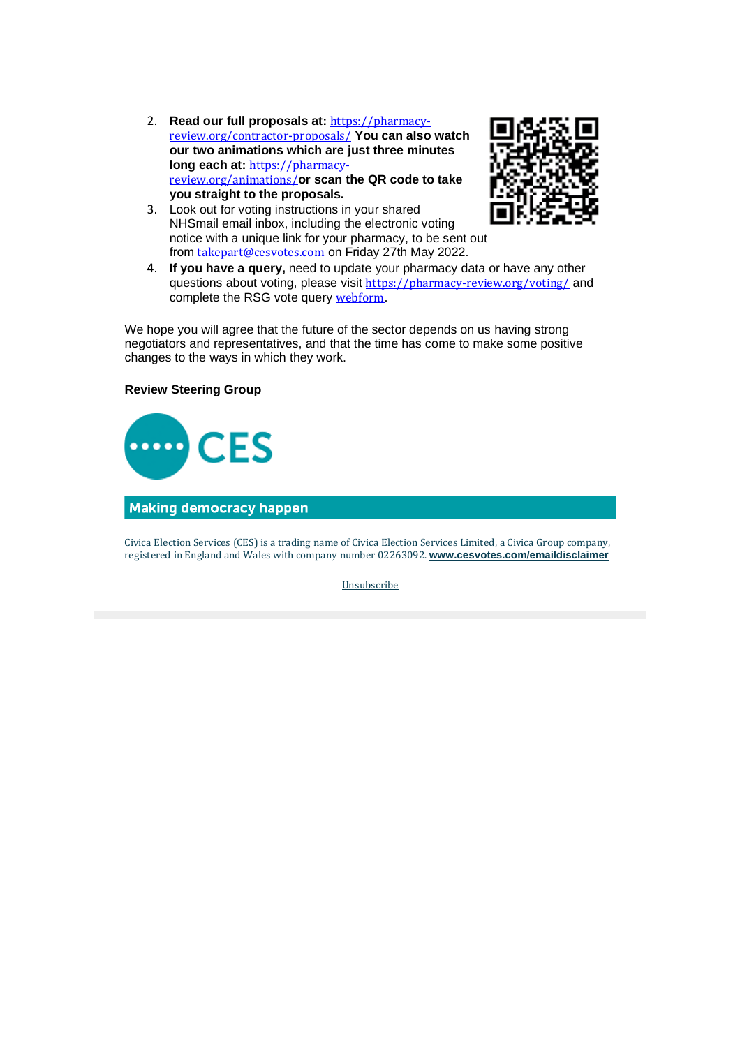2. **Read our full proposals at:** https://pharmacy-review.org/contractor-proposals/ **You can also watch our two animations which are just three minutes long each at:** https://pharmacy-review.org/animations/ **or scan the QR code to take you straight to the proposals.**
3. Look out for voting instructions in your shared NHSmail email inbox, including the electronic voting notice with a unique link for your pharmacy, to be sent out from takepart@cesvotes.com on Friday 27th May 2022.
4. **If you have a query,** need to update your pharmacy data or have any other questions about voting, please visit https://pharmacy-review.org/voting/ and complete the RSG vote query webform.

We hope you will agree that the future of the sector depends on us having strong negotiators and representatives, and that the time has come to make some positive changes to the ways in which they work.

**Review Steering Group**

CES

**Making democracy happen**

Civica Election Services (CES) is a trading name of Civica Election Services Limited, a Civica Group company, registered in England and Wales with company number 02263092. **www.cesvotes.com/emaildisclaimer**

Unsubscribe